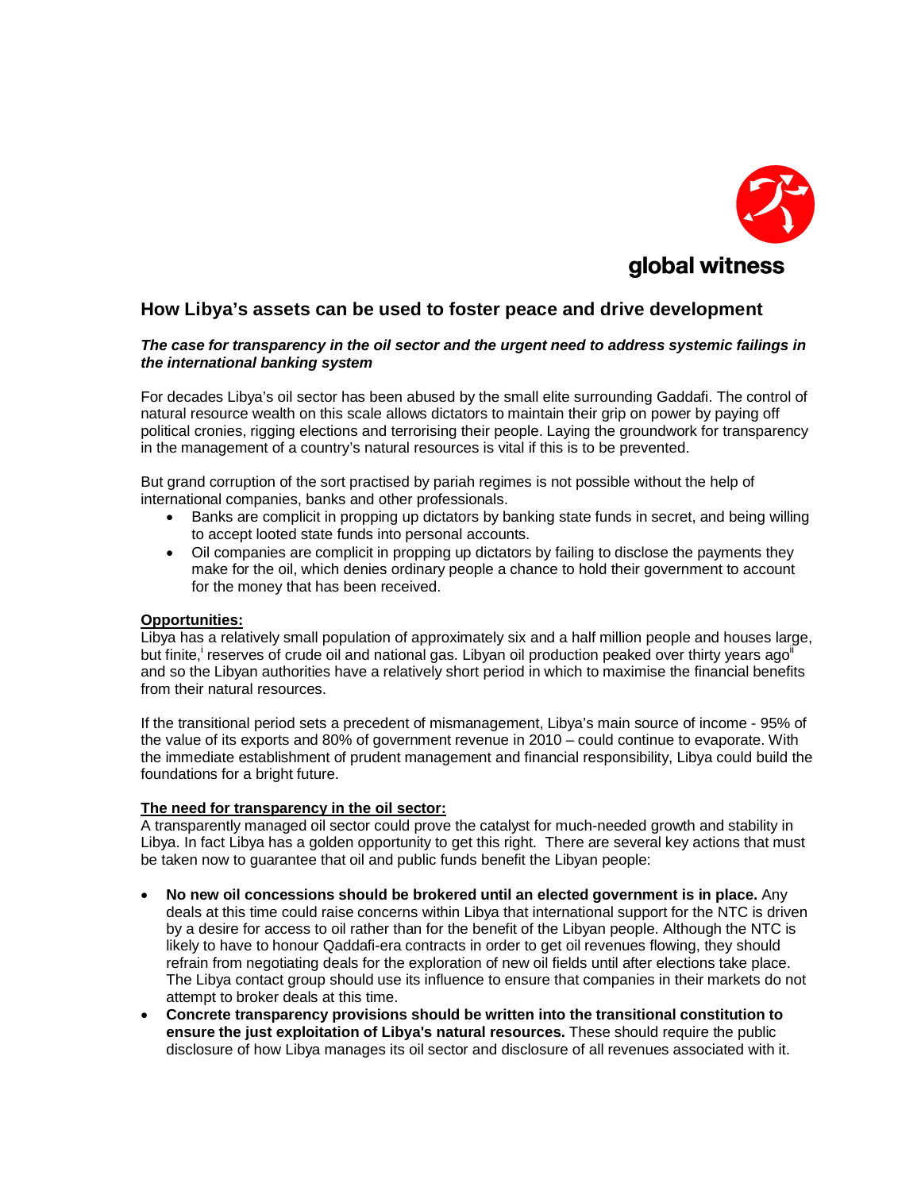global witness

# How Libya's assets can be used to foster peace and drive development

***The case for transparency in the oil sector and the urgent need to address systemic failings in the international banking system***

For decades Libya's oil sector has been abused by the small elite surrounding Gaddafi. The control of natural resource wealth on this scale allows dictators to maintain their grip on power by paying off political cronies, rigging elections and terrorising their people. Laying the groundwork for transparency in the management of a country's natural resources is vital if this is to be prevented.

But grand corruption of the sort practised by pariah regimes is not possible without the help of international companies, banks and other professionals.

- Banks are complicit in propping up dictators by banking state funds in secret, and being willing to accept looted state funds into personal accounts.
- Oil companies are complicit in propping up dictators by failing to disclose the payments they make for the oil, which denies ordinary people a chance to hold their government to account for the money that has been received.

**<u>Opportunities:</u>**
Libya has a relatively small population of approximately six and a half million people and houses large, but finite,[i] reserves of crude oil and national gas. Libyan oil production peaked over thirty years ago[ii] and so the Libyan authorities have a relatively short period in which to maximise the financial benefits from their natural resources.

If the transitional period sets a precedent of mismanagement, Libya's main source of income - 95% of the value of its exports and 80% of government revenue in 2010 – could continue to evaporate. With the immediate establishment of prudent management and financial responsibility, Libya could build the foundations for a bright future.

**<u>The need for transparency in the oil sector:</u>**
A transparently managed oil sector could prove the catalyst for much-needed growth and stability in Libya. In fact Libya has a golden opportunity to get this right. There are several key actions that must be taken now to guarantee that oil and public funds benefit the Libyan people:

- **No new oil concessions should be brokered until an elected government is in place.** Any deals at this time could raise concerns within Libya that international support for the NTC is driven by a desire for access to oil rather than for the benefit of the Libyan people. Although the NTC is likely to have to honour Qaddafi-era contracts in order to get oil revenues flowing, they should refrain from negotiating deals for the exploration of new oil fields until after elections take place. The Libya contact group should use its influence to ensure that companies in their markets do not attempt to broker deals at this time.
- **Concrete transparency provisions should be written into the transitional constitution to ensure the just exploitation of Libya's natural resources.** These should require the public disclosure of how Libya manages its oil sector and disclosure of all revenues associated with it.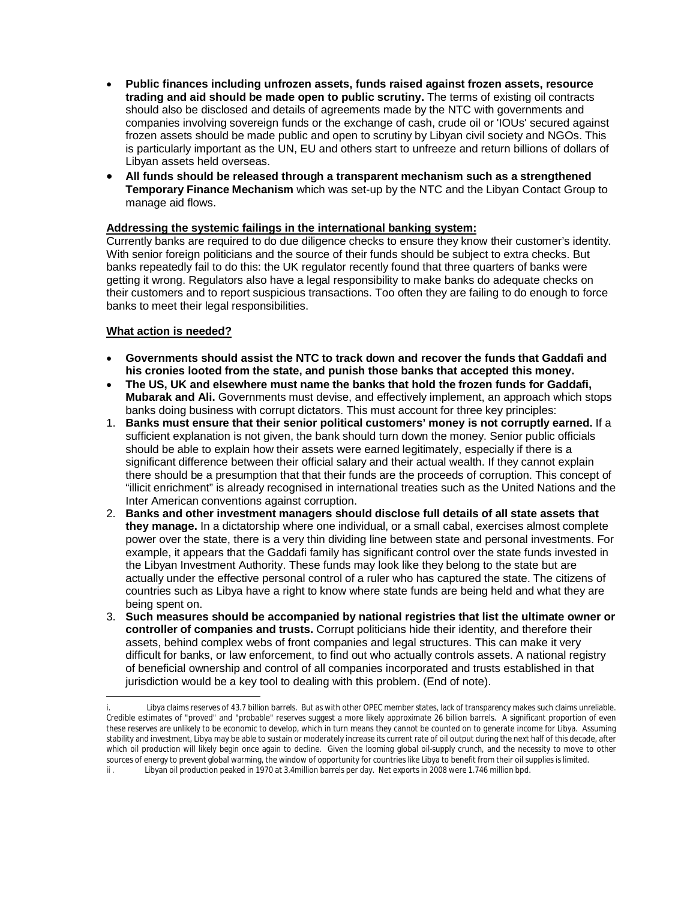- **Public finances including unfrozen assets, funds raised against frozen assets, resource trading and aid should be made open to public scrutiny.** The terms of existing oil contracts should also be disclosed and details of agreements made by the NTC with governments and companies involving sovereign funds or the exchange of cash, crude oil or 'IOUs' secured against frozen assets should be made public and open to scrutiny by Libyan civil society and NGOs. This is particularly important as the UN, EU and others start to unfreeze and return billions of dollars of Libyan assets held overseas.
- **All funds should be released through a transparent mechanism such as a strengthened Temporary Finance Mechanism** which was set-up by the NTC and the Libyan Contact Group to manage aid flows.

**Addressing the systemic failings in the international banking system:**

Currently banks are required to do due diligence checks to ensure they know their customer's identity. With senior foreign politicians and the source of their funds should be subject to extra checks. But banks repeatedly fail to do this: the UK regulator recently found that three quarters of banks were getting it wrong. Regulators also have a legal responsibility to make banks do adequate checks on their customers and to report suspicious transactions. Too often they are failing to do enough to force banks to meet their legal responsibilities.

**What action is needed?**

- **Governments should assist the NTC to track down and recover the funds that Gaddafi and his cronies looted from the state, and punish those banks that accepted this money.**
- **The US, UK and elsewhere must name the banks that hold the frozen funds for Gaddafi, Mubarak and Ali.** Governments must devise, and effectively implement, an approach which stops banks doing business with corrupt dictators. This must account for three key principles:

1. **Banks must ensure that their senior political customers' money is not corruptly earned.** If a sufficient explanation is not given, the bank should turn down the money. Senior public officials should be able to explain how their assets were earned legitimately, especially if there is a significant difference between their official salary and their actual wealth. If they cannot explain there should be a presumption that that their funds are the proceeds of corruption. This concept of "illicit enrichment" is already recognised in international treaties such as the United Nations and the Inter American conventions against corruption.
2. **Banks and other investment managers should disclose full details of all state assets that they manage.** In a dictatorship where one individual, or a small cabal, exercises almost complete power over the state, there is a very thin dividing line between state and personal investments. For example, it appears that the Gaddafi family has significant control over the state funds invested in the Libyan Investment Authority. These funds may look like they belong to the state but are actually under the effective personal control of a ruler who has captured the state. The citizens of countries such as Libya have a right to know where state funds are being held and what they are being spent on.
3. **Such measures should be accompanied by national registries that list the ultimate owner or controller of companies and trusts.** Corrupt politicians hide their identity, and therefore their assets, behind complex webs of front companies and legal structures. This can make it very difficult for banks, or law enforcement, to find out who actually controls assets. A national registry of beneficial ownership and control of all companies incorporated and trusts established in that jurisdiction would be a key tool to dealing with this problem. (End of note).

---

i. Libya claims reserves of 43.7 billion barrels. But as with other OPEC member states, lack of transparency makes such claims unreliable. Credible estimates of "proved" and "probable" reserves suggest a more likely approximate 26 billion barrels. A significant proportion of even these reserves are unlikely to be economic to develop, which in turn means they cannot be counted on to generate income for Libya. Assuming stability and investment, Libya may be able to sustain or moderately increase its current rate of oil output during the next half of this decade, after which oil production will likely begin once again to decline. Given the looming global oil-supply crunch, and the necessity to move to other sources of energy to prevent global warming, the window of opportunity for countries like Libya to benefit from their oil supplies is limited.

ii . Libyan oil production peaked in 1970 at 3.4million barrels per day. Net exports in 2008 were 1.746 million bpd.